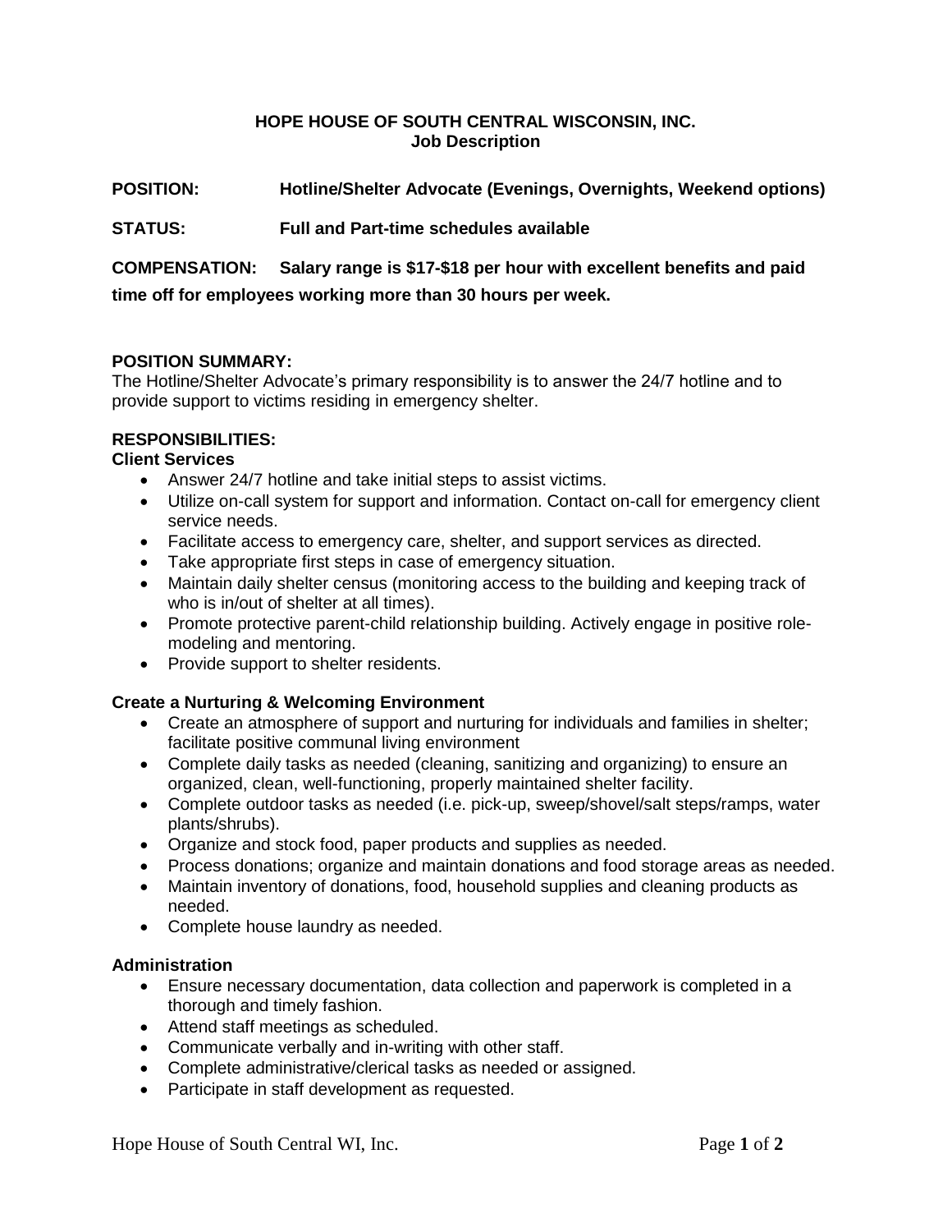# HOPE HOUSE OF SOUTH CENTRAL WISCONSIN, INC.
## Job Description

**POSITION:** **Hotline/Shelter Advocate (Evenings, Overnights, Weekend options)**

**STATUS:** **Full and Part-time schedules available**

**COMPENSATION:** **Salary range is $17-$18 per hour with excellent benefits and paid time off for employees working more than 30 hours per week.**

**POSITION SUMMARY:**
The Hotline/Shelter Advocate's primary responsibility is to answer the 24/7 hotline and to provide support to victims residing in emergency shelter.

**RESPONSIBILITIES:**
**Client Services**

- Answer 24/7 hotline and take initial steps to assist victims.
- Utilize on-call system for support and information. Contact on-call for emergency client service needs.
- Facilitate access to emergency care, shelter, and support services as directed.
- Take appropriate first steps in case of emergency situation.
- Maintain daily shelter census (monitoring access to the building and keeping track of who is in/out of shelter at all times).
- Promote protective parent-child relationship building. Actively engage in positive role-modeling and mentoring.
- Provide support to shelter residents.

**Create a Nurturing & Welcoming Environment**

- Create an atmosphere of support and nurturing for individuals and families in shelter; facilitate positive communal living environment
- Complete daily tasks as needed (cleaning, sanitizing and organizing) to ensure an organized, clean, well-functioning, properly maintained shelter facility.
- Complete outdoor tasks as needed (i.e. pick-up, sweep/shovel/salt steps/ramps, water plants/shrubs).
- Organize and stock food, paper products and supplies as needed.
- Process donations; organize and maintain donations and food storage areas as needed.
- Maintain inventory of donations, food, household supplies and cleaning products as needed.
- Complete house laundry as needed.

**Administration**

- Ensure necessary documentation, data collection and paperwork is completed in a thorough and timely fashion.
- Attend staff meetings as scheduled.
- Communicate verbally and in-writing with other staff.
- Complete administrative/clerical tasks as needed or assigned.
- Participate in staff development as requested.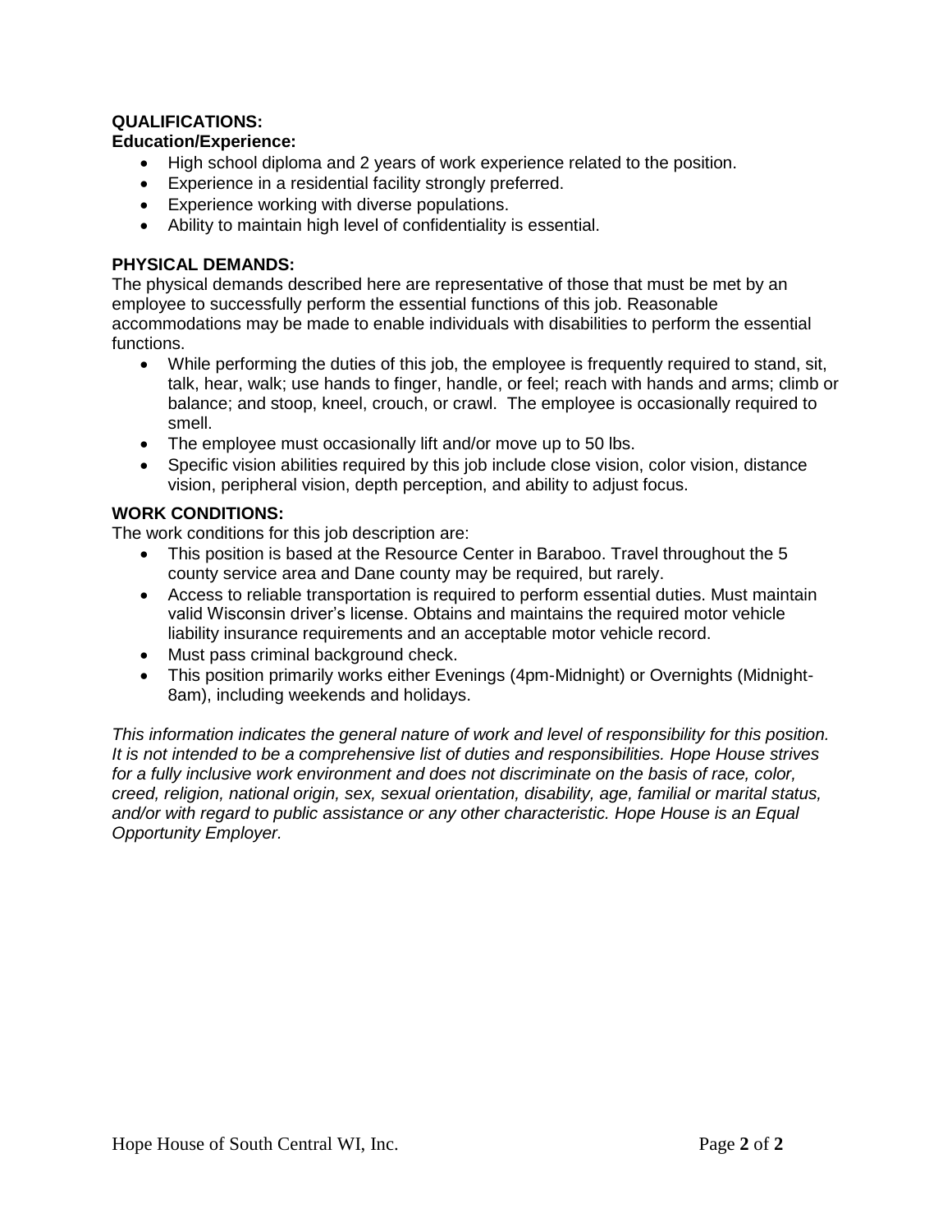**QUALIFICATIONS:**

**Education/Experience:**

- High school diploma and 2 years of work experience related to the position.
- Experience in a residential facility strongly preferred.
- Experience working with diverse populations.
- Ability to maintain high level of confidentiality is essential.

**PHYSICAL DEMANDS:**

The physical demands described here are representative of those that must be met by an employee to successfully perform the essential functions of this job. Reasonable accommodations may be made to enable individuals with disabilities to perform the essential functions.

- While performing the duties of this job, the employee is frequently required to stand, sit, talk, hear, walk; use hands to finger, handle, or feel; reach with hands and arms; climb or balance; and stoop, kneel, crouch, or crawl. The employee is occasionally required to smell.
- The employee must occasionally lift and/or move up to 50 lbs.
- Specific vision abilities required by this job include close vision, color vision, distance vision, peripheral vision, depth perception, and ability to adjust focus.

**WORK CONDITIONS:**

The work conditions for this job description are:

- This position is based at the Resource Center in Baraboo. Travel throughout the 5 county service area and Dane county may be required, but rarely.
- Access to reliable transportation is required to perform essential duties. Must maintain valid Wisconsin driver's license. Obtains and maintains the required motor vehicle liability insurance requirements and an acceptable motor vehicle record.
- Must pass criminal background check.
- This position primarily works either Evenings (4pm-Midnight) or Overnights (Midnight-8am), including weekends and holidays.

*This information indicates the general nature of work and level of responsibility for this position. It is not intended to be a comprehensive list of duties and responsibilities. Hope House strives for a fully inclusive work environment and does not discriminate on the basis of race, color, creed, religion, national origin, sex, sexual orientation, disability, age, familial or marital status, and/or with regard to public assistance or any other characteristic. Hope House is an Equal Opportunity Employer.*